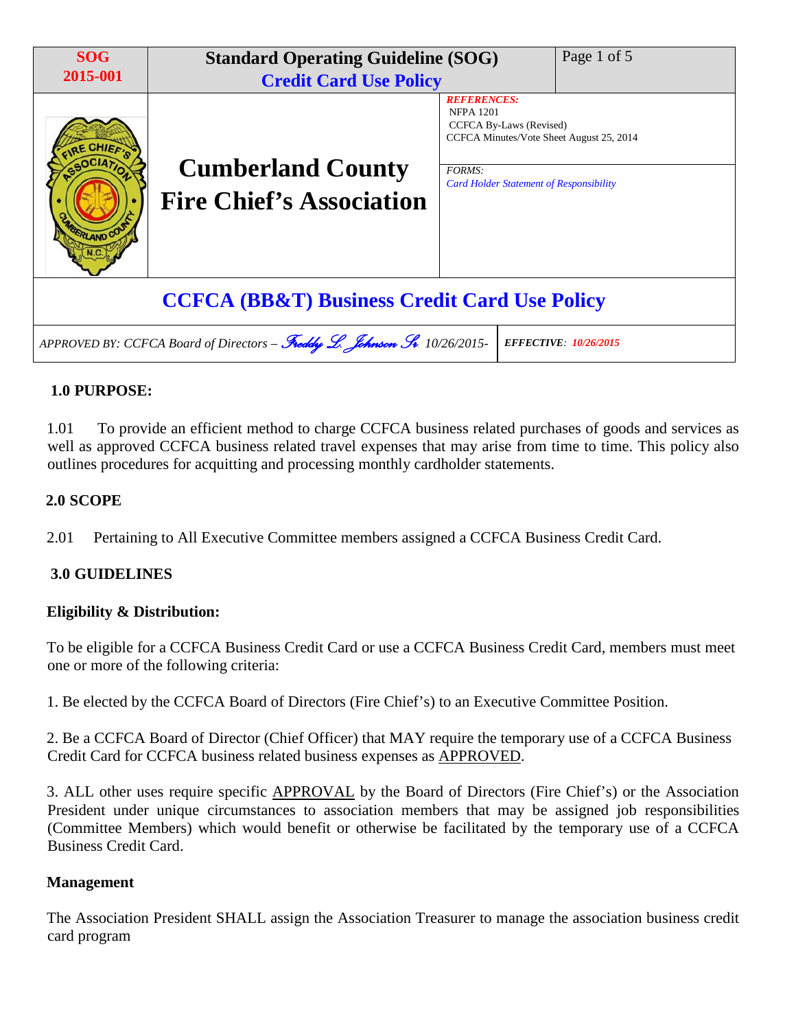| SOG 2015-001 | Standard Operating Guideline (SOG)<br>Credit Card Use Policy | |
|---|---|---|
| | **Cumberland County Fire Chief's Association** | ***REFERENCES:***<br>NFPA 1201<br>CCFCA By-Laws (Revised)<br>CCFCA Minutes/Vote Sheet August 25, 2014<br><br>*FORMS:*<br>*Card Holder Statement of Responsibility* |

# CCFCA (BB&T) Business Credit Card Use Policy

| *APPROVED BY: CCFCA Board of Directors – Freddy L. Johnson Sr. 10/26/2015-* | ***EFFECTIVE**: 10/26/2015* |
|---|---|

## 1.0 PURPOSE:

1.01 To provide an efficient method to charge CCFCA business related purchases of goods and services as well as approved CCFCA business related travel expenses that may arise from time to time. This policy also outlines procedures for acquitting and processing monthly cardholder statements.

## 2.0 SCOPE

2.01 Pertaining to All Executive Committee members assigned a CCFCA Business Credit Card.

## 3.0 GUIDELINES

### Eligibility & Distribution:

To be eligible for a CCFCA Business Credit Card or use a CCFCA Business Credit Card, members must meet one or more of the following criteria:

1. Be elected by the CCFCA Board of Directors (Fire Chief's) to an Executive Committee Position.

2. Be a CCFCA Board of Director (Chief Officer) that MAY require the temporary use of a CCFCA Business Credit Card for CCFCA business related business expenses as <u>APPROVED</u>.

3. ALL other uses require specific <u>APPROVAL</u> by the Board of Directors (Fire Chief's) or the Association President under unique circumstances to association members that may be assigned job responsibilities (Committee Members) which would benefit or otherwise be facilitated by the temporary use of a CCFCA Business Credit Card.

### Management

The Association President SHALL assign the Association Treasurer to manage the association business credit card program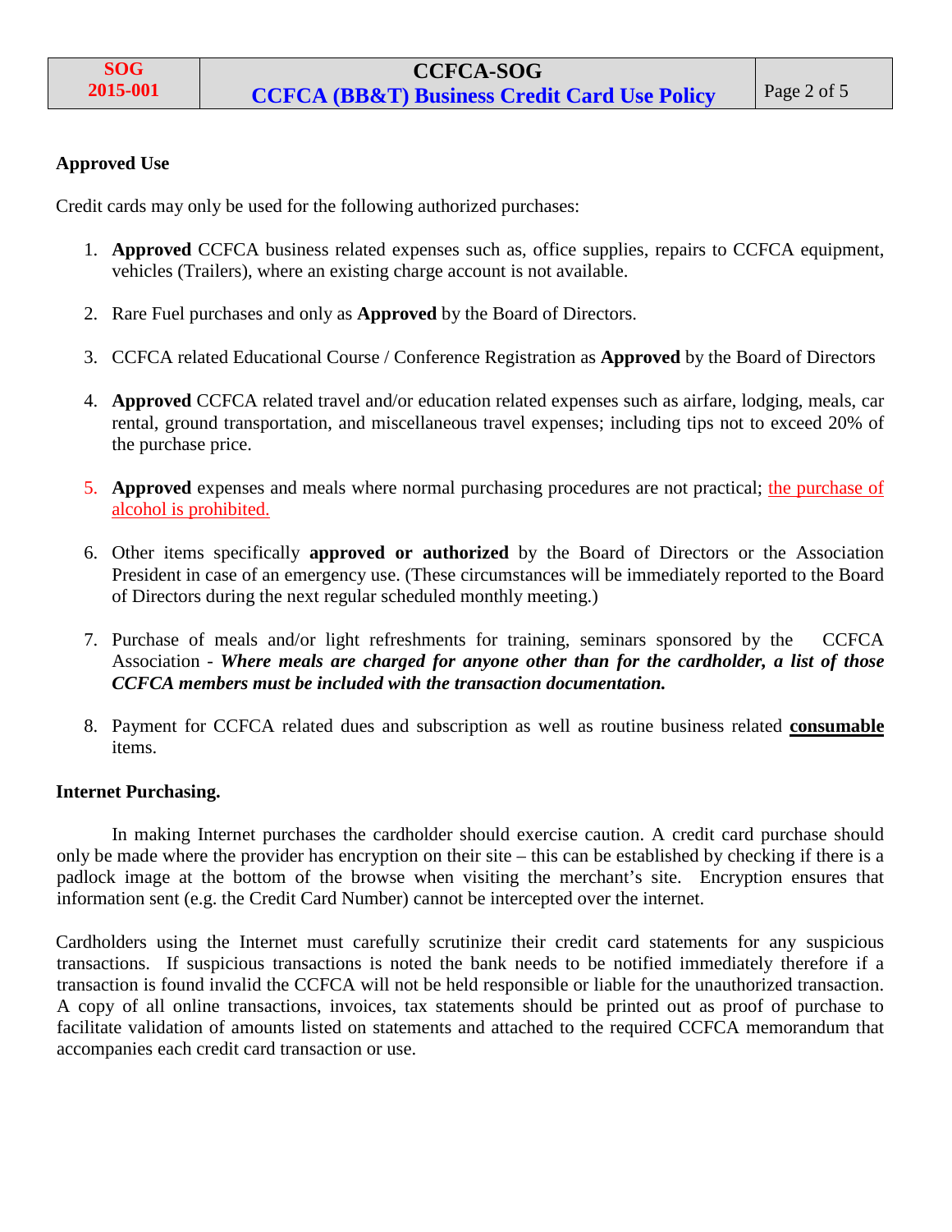**Approved Use**

Credit cards may only be used for the following authorized purchases:

1. **Approved** CCFCA business related expenses such as, office supplies, repairs to CCFCA equipment, vehicles (Trailers), where an existing charge account is not available.

2. Rare Fuel purchases and only as **Approved** by the Board of Directors.

3. CCFCA related Educational Course / Conference Registration as **Approved** by the Board of Directors

4. **Approved** CCFCA related travel and/or education related expenses such as airfare, lodging, meals, car rental, ground transportation, and miscellaneous travel expenses; including tips not to exceed 20% of the purchase price.

5. **Approved** expenses and meals where normal purchasing procedures are not practical; the purchase of alcohol is prohibited.

6. Other items specifically **approved or authorized** by the Board of Directors or the Association President in case of an emergency use. (These circumstances will be immediately reported to the Board of Directors during the next regular scheduled monthly meeting.)

7. Purchase of meals and/or light refreshments for training, seminars sponsored by the CCFCA Association - ***Where meals are charged for anyone other than for the cardholder, a list of those CCFCA members must be included with the transaction documentation.***

8. Payment for CCFCA related dues and subscription as well as routine business related **consumable** items.

**Internet Purchasing.**

In making Internet purchases the cardholder should exercise caution. A credit card purchase should only be made where the provider has encryption on their site – this can be established by checking if there is a padlock image at the bottom of the browse when visiting the merchant's site. Encryption ensures that information sent (e.g. the Credit Card Number) cannot be intercepted over the internet.

Cardholders using the Internet must carefully scrutinize their credit card statements for any suspicious transactions. If suspicious transactions is noted the bank needs to be notified immediately therefore if a transaction is found invalid the CCFCA will not be held responsible or liable for the unauthorized transaction. A copy of all online transactions, invoices, tax statements should be printed out as proof of purchase to facilitate validation of amounts listed on statements and attached to the required CCFCA memorandum that accompanies each credit card transaction or use.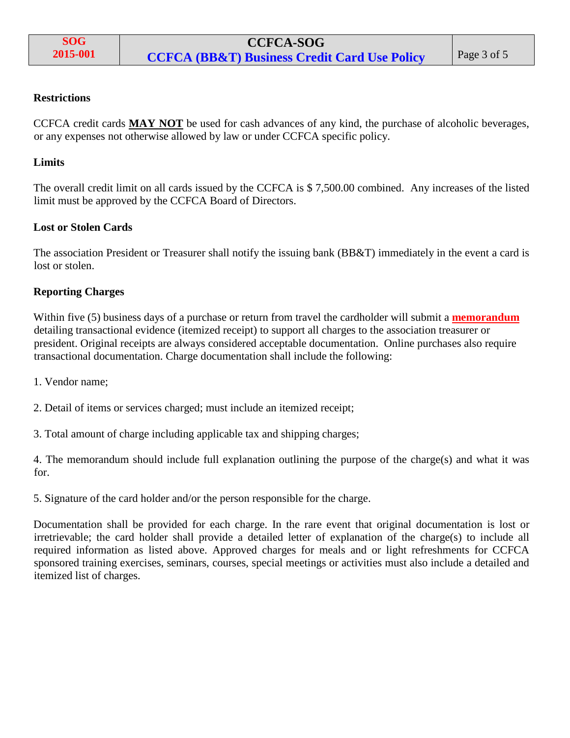### Restrictions

CCFCA credit cards **MAY NOT** be used for cash advances of any kind, the purchase of alcoholic beverages, or any expenses not otherwise allowed by law or under CCFCA specific policy.

### Limits

The overall credit limit on all cards issued by the CCFCA is $ 7,500.00 combined.  Any increases of the listed limit must be approved by the CCFCA Board of Directors.

### Lost or Stolen Cards

The association President or Treasurer shall notify the issuing bank (BB&T) immediately in the event a card is lost or stolen.

### Reporting Charges

Within five (5) business days of a purchase or return from travel the cardholder will submit a **memorandum** detailing transactional evidence (itemized receipt) to support all charges to the association treasurer or president. Original receipts are always considered acceptable documentation.  Online purchases also require transactional documentation. Charge documentation shall include the following:

1. Vendor name;

2. Detail of items or services charged; must include an itemized receipt;

3. Total amount of charge including applicable tax and shipping charges;

4. The memorandum should include full explanation outlining the purpose of the charge(s) and what it was for.

5. Signature of the card holder and/or the person responsible for the charge.

Documentation shall be provided for each charge. In the rare event that original documentation is lost or irretrievable; the card holder shall provide a detailed letter of explanation of the charge(s) to include all required information as listed above. Approved charges for meals and or light refreshments for CCFCA sponsored training exercises, seminars, courses, special meetings or activities must also include a detailed and itemized list of charges.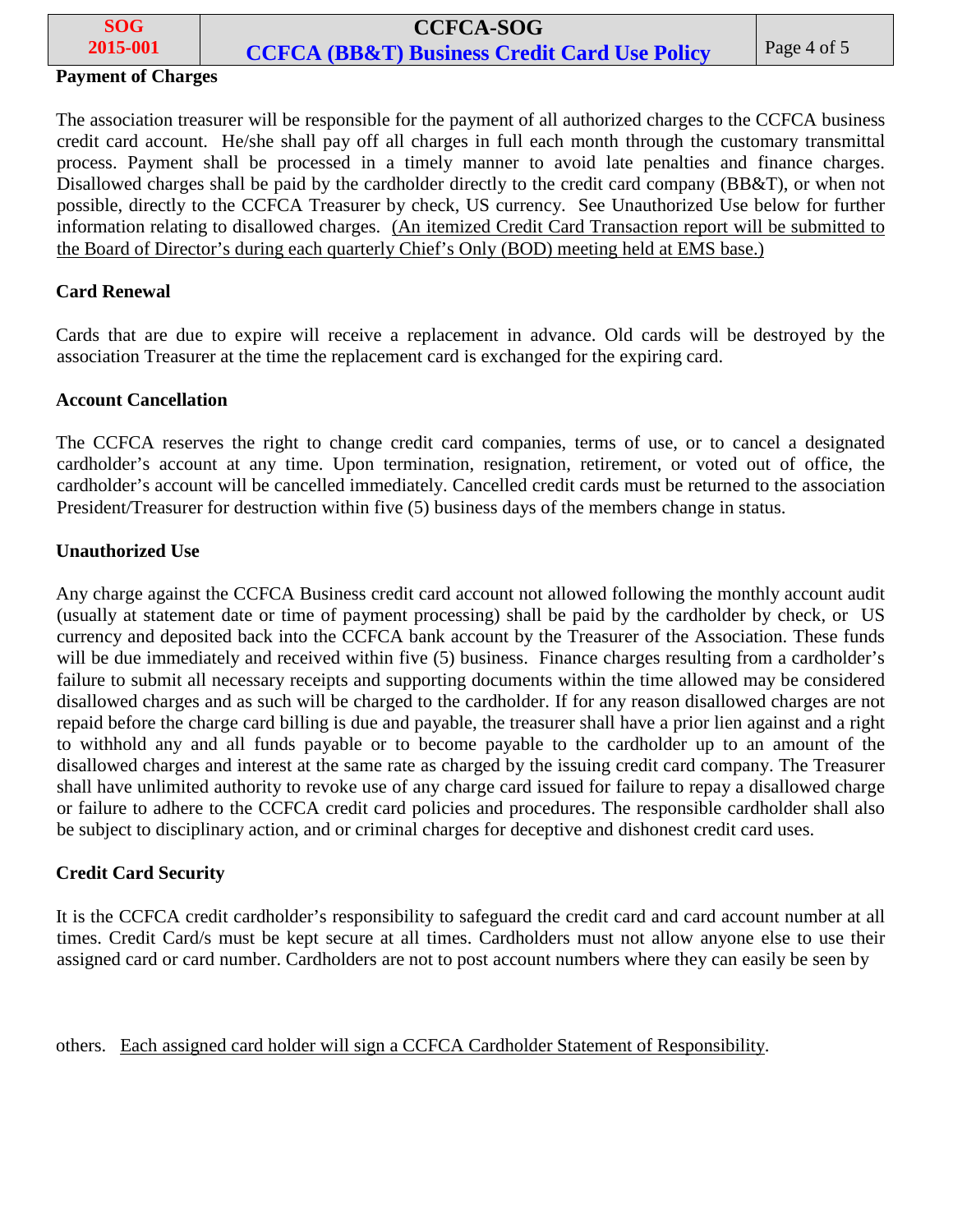## Payment of Charges

The association treasurer will be responsible for the payment of all authorized charges to the CCFCA business credit card account. He/she shall pay off all charges in full each month through the customary transmittal process. Payment shall be processed in a timely manner to avoid late penalties and finance charges. Disallowed charges shall be paid by the cardholder directly to the credit card company (BB&T), or when not possible, directly to the CCFCA Treasurer by check, US currency. See Unauthorized Use below for further information relating to disallowed charges. <u>(An itemized Credit Card Transaction report will be submitted to the Board of Director's during each quarterly Chief's Only (BOD) meeting held at EMS base.)</u>

## Card Renewal

Cards that are due to expire will receive a replacement in advance. Old cards will be destroyed by the association Treasurer at the time the replacement card is exchanged for the expiring card.

## Account Cancellation

The CCFCA reserves the right to change credit card companies, terms of use, or to cancel a designated cardholder's account at any time. Upon termination, resignation, retirement, or voted out of office, the cardholder's account will be cancelled immediately. Cancelled credit cards must be returned to the association President/Treasurer for destruction within five (5) business days of the members change in status.

## Unauthorized Use

Any charge against the CCFCA Business credit card account not allowed following the monthly account audit (usually at statement date or time of payment processing) shall be paid by the cardholder by check, or US currency and deposited back into the CCFCA bank account by the Treasurer of the Association. These funds will be due immediately and received within five (5) business. Finance charges resulting from a cardholder's failure to submit all necessary receipts and supporting documents within the time allowed may be considered disallowed charges and as such will be charged to the cardholder. If for any reason disallowed charges are not repaid before the charge card billing is due and payable, the treasurer shall have a prior lien against and a right to withhold any and all funds payable or to become payable to the cardholder up to an amount of the disallowed charges and interest at the same rate as charged by the issuing credit card company. The Treasurer shall have unlimited authority to revoke use of any charge card issued for failure to repay a disallowed charge or failure to adhere to the CCFCA credit card policies and procedures. The responsible cardholder shall also be subject to disciplinary action, and or criminal charges for deceptive and dishonest credit card uses.

## Credit Card Security

It is the CCFCA credit cardholder's responsibility to safeguard the credit card and card account number at all times. Credit Card/s must be kept secure at all times. Cardholders must not allow anyone else to use their assigned card or card number. Cardholders are not to post account numbers where they can easily be seen by others. <u>Each assigned card holder will sign a CCFCA Cardholder Statement of Responsibility</u>.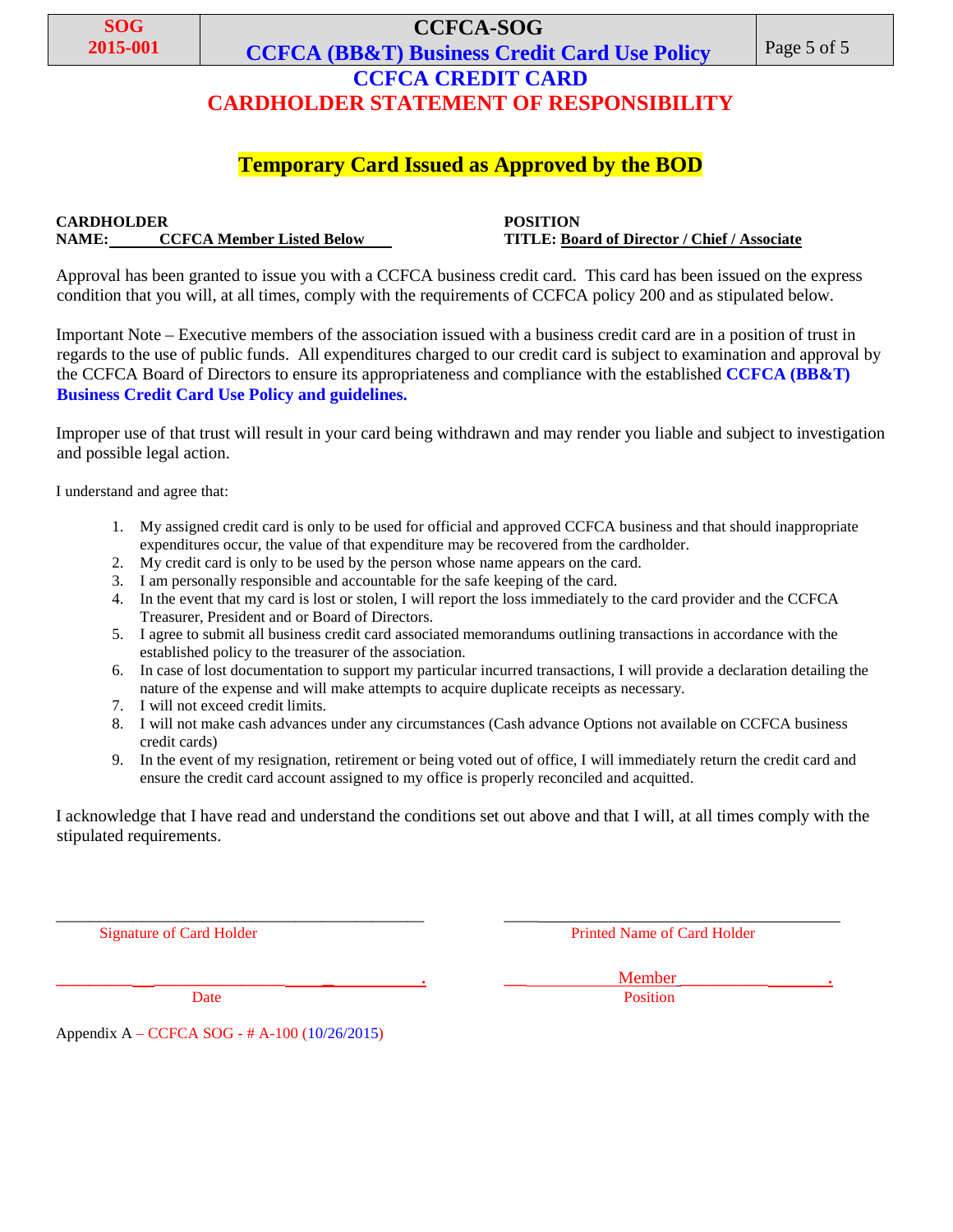# CCFCA CREDIT CARD

# CARDHOLDER STATEMENT OF RESPONSIBILITY

## Temporary Card Issued as Approved by the BOD

**CARDHOLDER NAME: CCFCA Member Listed Below**

**POSITION TITLE: Board of Director / Chief / Associate**

Approval has been granted to issue you with a CCFCA business credit card. This card has been issued on the express condition that you will, at all times, comply with the requirements of CCFCA policy 200 and as stipulated below.

Important Note – Executive members of the association issued with a business credit card are in a position of trust in regards to the use of public funds. All expenditures charged to our credit card is subject to examination and approval by the CCFCA Board of Directors to ensure its appropriateness and compliance with the established **CCFCA (BB&T) Business Credit Card Use Policy and guidelines.**

Improper use of that trust will result in your card being withdrawn and may render you liable and subject to investigation and possible legal action.

I understand and agree that:

1. My assigned credit card is only to be used for official and approved CCFCA business and that should inappropriate expenditures occur, the value of that expenditure may be recovered from the cardholder.
2. My credit card is only to be used by the person whose name appears on the card.
3. I am personally responsible and accountable for the safe keeping of the card.
4. In the event that my card is lost or stolen, I will report the loss immediately to the card provider and the CCFCA Treasurer, President and or Board of Directors.
5. I agree to submit all business credit card associated memorandums outlining transactions in accordance with the established policy to the treasurer of the association.
6. In case of lost documentation to support my particular incurred transactions, I will provide a declaration detailing the nature of the expense and will make attempts to acquire duplicate receipts as necessary.
7. I will not exceed credit limits.
8. I will not make cash advances under any circumstances (Cash advance Options not available on CCFCA business credit cards)
9. In the event of my resignation, retirement or being voted out of office, I will immediately return the credit card and ensure the credit card account assigned to my office is properly reconciled and acquitted.

I acknowledge that I have read and understand the conditions set out above and that I will, at all times comply with the stipulated requirements.

_____________________________________________
Signature of Card Holder

_____________________________________________
Printed Name of Card Holder

_____________________________________________
Date

Member
Position

Appendix A – CCFCA SOG - # A-100 (10/26/2015)